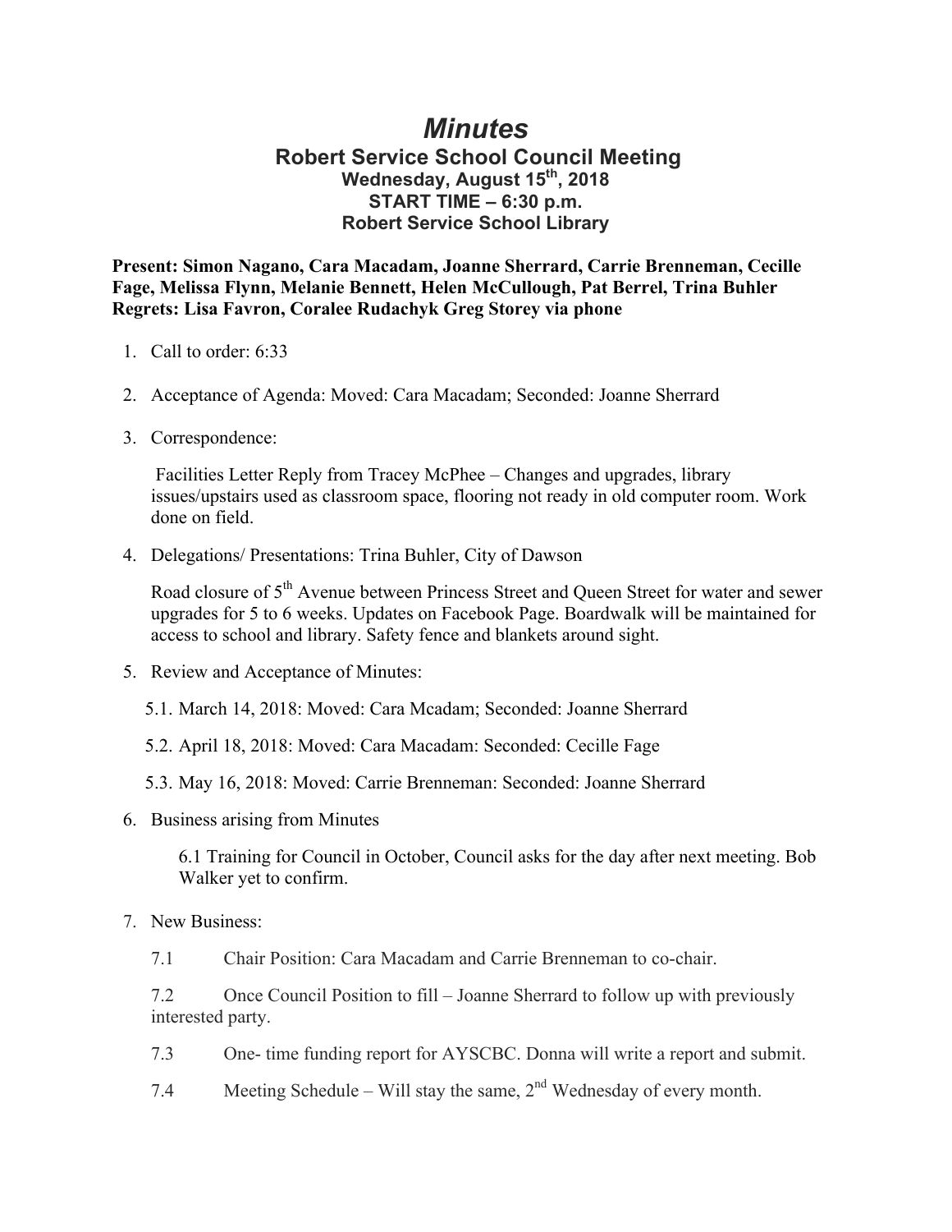# *Minutes*

## Robert Service School Council Meeting

### Wednesday, August 15th, 2018
### START TIME – 6:30 p.m.
### Robert Service School Library

**Present: Simon Nagano, Cara Macadam, Joanne Sherrard, Carrie Brenneman, Cecille Fage, Melissa Flynn, Melanie Bennett, Helen McCullough, Pat Berrel, Trina Buhler**
**Regrets: Lisa Favron, Coralee Rudachyk Greg Storey via phone**

1. Call to order: 6:33

2. Acceptance of Agenda: Moved: Cara Macadam; Seconded: Joanne Sherrard

3. Correspondence:

   Facilities Letter Reply from Tracey McPhee – Changes and upgrades, library issues/upstairs used as classroom space, flooring not ready in old computer room. Work done on field.

4. Delegations/ Presentations: Trina Buhler, City of Dawson

   Road closure of 5th Avenue between Princess Street and Queen Street for water and sewer upgrades for 5 to 6 weeks. Updates on Facebook Page. Boardwalk will be maintained for access to school and library. Safety fence and blankets around sight.

5. Review and Acceptance of Minutes:

   5.1. March 14, 2018: Moved: Cara Mcadam; Seconded: Joanne Sherrard

   5.2. April 18, 2018: Moved: Cara Macadam: Seconded: Cecille Fage

   5.3. May 16, 2018: Moved: Carrie Brenneman: Seconded: Joanne Sherrard

6. Business arising from Minutes

   6.1 Training for Council in October, Council asks for the day after next meeting. Bob Walker yet to confirm.

7. New Business:

   7.1 Chair Position: Cara Macadam and Carrie Brenneman to co-chair.

   7.2 Once Council Position to fill – Joanne Sherrard to follow up with previously interested party.

   7.3 One- time funding report for AYSCBC. Donna will write a report and submit.

   7.4 Meeting Schedule – Will stay the same, 2nd Wednesday of every month.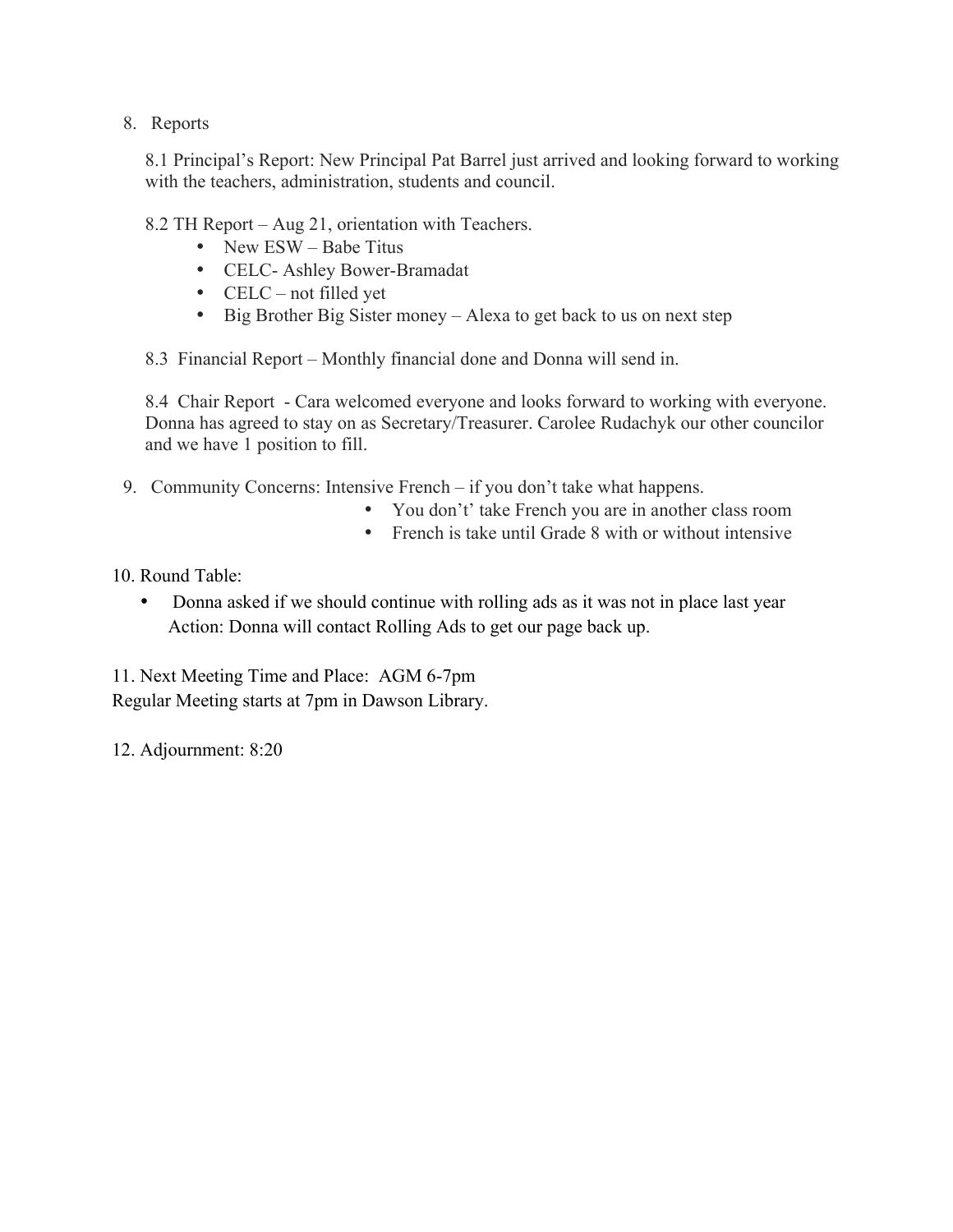8. Reports

   8.1 Principal's Report: New Principal Pat Barrel just arrived and looking forward to working with the teachers, administration, students and council.

   8.2 TH Report – Aug 21, orientation with Teachers.

   - New ESW – Babe Titus
   - CELC- Ashley Bower-Bramadat
   - CELC – not filled yet
   - Big Brother Big Sister money – Alexa to get back to us on next step

   8.3 Financial Report – Monthly financial done and Donna will send in.

   8.4 Chair Report - Cara welcomed everyone and looks forward to working with everyone. Donna has agreed to stay on as Secretary/Treasurer. Carolee Rudachyk our other councilor and we have 1 position to fill.

9. Community Concerns: Intensive French – if you don't take what happens.

   - You don't' take French you are in another class room
   - French is take until Grade 8 with or without intensive

10. Round Table:

- Donna asked if we should continue with rolling ads as it was not in place last year
  Action: Donna will contact Rolling Ads to get our page back up.

11. Next Meeting Time and Place: AGM 6-7pm
Regular Meeting starts at 7pm in Dawson Library.

12. Adjournment: 8:20